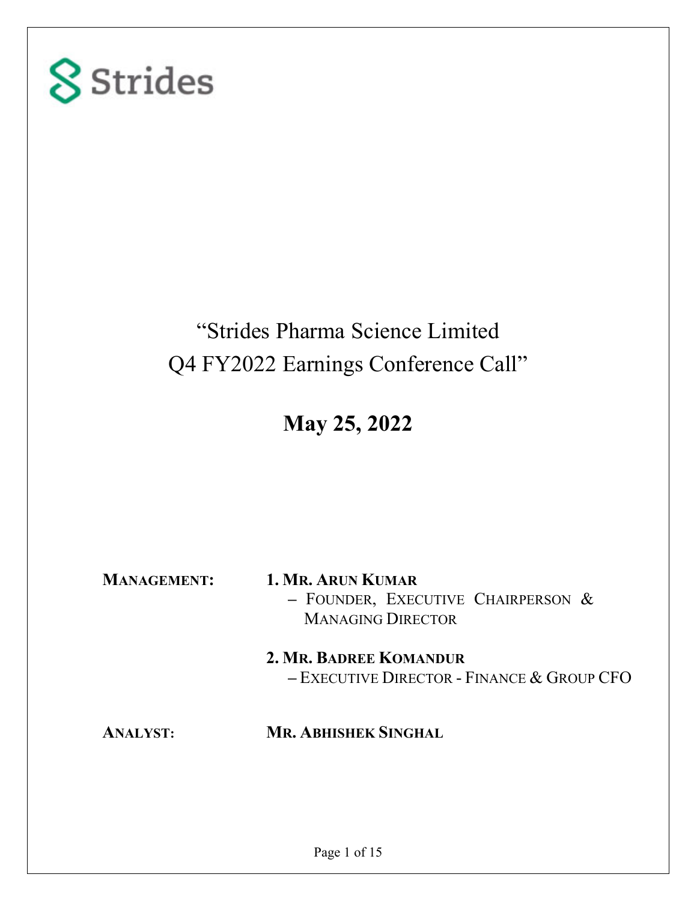Strides

# "Strides Pharma Science Limited Q4 FY2022 Earnings Conference Call"

## May 25, 2022

**MANAGEMENT:**

**1. MR. ARUN KUMAR**
– FOUNDER, EXECUTIVE CHAIRPERSON & MANAGING DIRECTOR

**2. MR. BADREE KOMANDUR**
– EXECUTIVE DIRECTOR - FINANCE & GROUP CFO

**ANALYST:** **MR. ABHISHEK SINGHAL**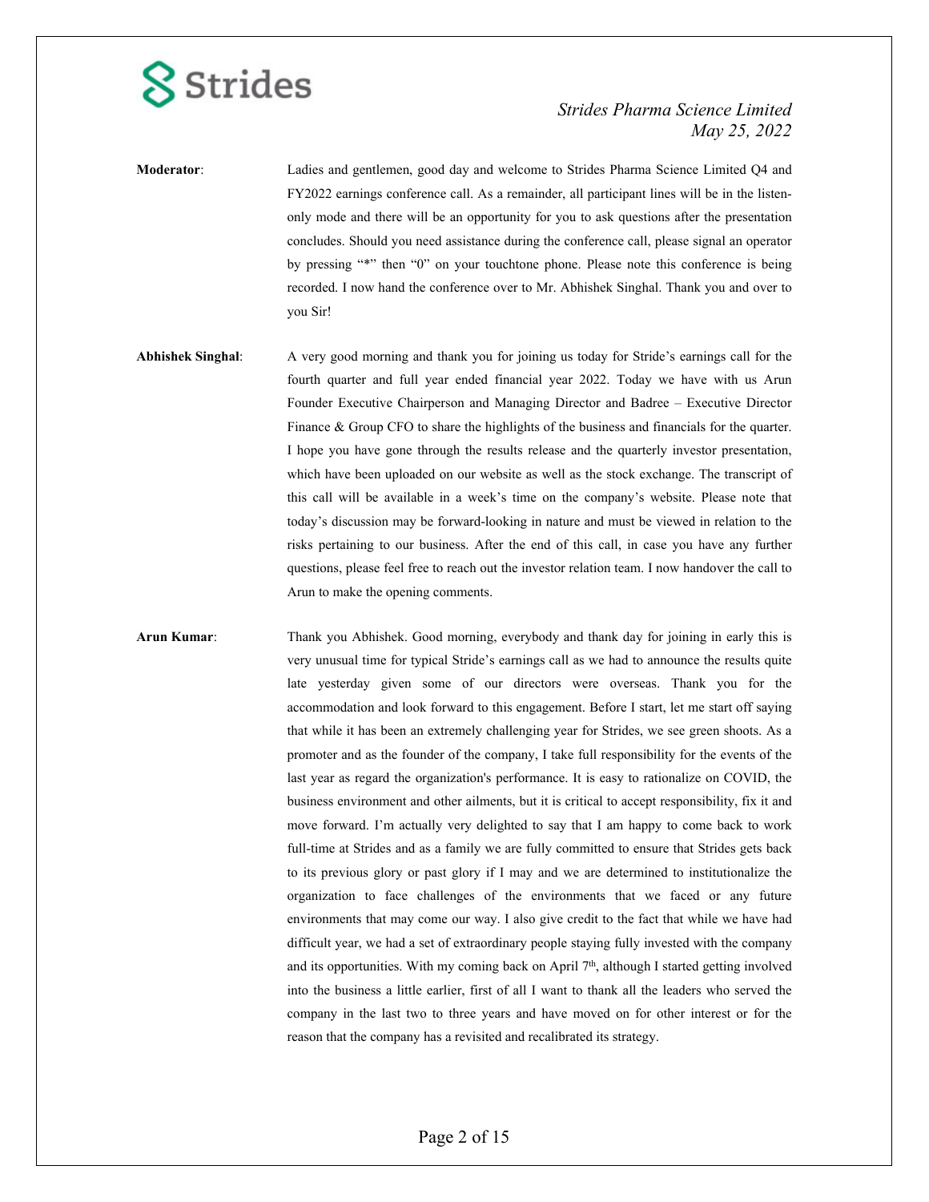**Moderator**: Ladies and gentlemen, good day and welcome to Strides Pharma Science Limited Q4 and FY2022 earnings conference call. As a remainder, all participant lines will be in the listen-only mode and there will be an opportunity for you to ask questions after the presentation concludes. Should you need assistance during the conference call, please signal an operator by pressing "*" then "0" on your touchtone phone. Please note this conference is being recorded. I now hand the conference over to Mr. Abhishek Singhal. Thank you and over to you Sir!

**Abhishek Singhal**: A very good morning and thank you for joining us today for Stride's earnings call for the fourth quarter and full year ended financial year 2022. Today we have with us Arun Founder Executive Chairperson and Managing Director and Badree – Executive Director Finance & Group CFO to share the highlights of the business and financials for the quarter. I hope you have gone through the results release and the quarterly investor presentation, which have been uploaded on our website as well as the stock exchange. The transcript of this call will be available in a week's time on the company's website. Please note that today's discussion may be forward-looking in nature and must be viewed in relation to the risks pertaining to our business. After the end of this call, in case you have any further questions, please feel free to reach out the investor relation team. I now handover the call to Arun to make the opening comments.

**Arun Kumar**: Thank you Abhishek. Good morning, everybody and thank day for joining in early this is very unusual time for typical Stride's earnings call as we had to announce the results quite late yesterday given some of our directors were overseas. Thank you for the accommodation and look forward to this engagement. Before I start, let me start off saying that while it has been an extremely challenging year for Strides, we see green shoots. As a promoter and as the founder of the company, I take full responsibility for the events of the last year as regard the organization's performance. It is easy to rationalize on COVID, the business environment and other ailments, but it is critical to accept responsibility, fix it and move forward. I'm actually very delighted to say that I am happy to come back to work full-time at Strides and as a family we are fully committed to ensure that Strides gets back to its previous glory or past glory if I may and we are determined to institutionalize the organization to face challenges of the environments that we faced or any future environments that may come our way. I also give credit to the fact that while we have had difficult year, we had a set of extraordinary people staying fully invested with the company and its opportunities. With my coming back on April 7th, although I started getting involved into the business a little earlier, first of all I want to thank all the leaders who served the company in the last two to three years and have moved on for other interest or for the reason that the company has a revisited and recalibrated its strategy.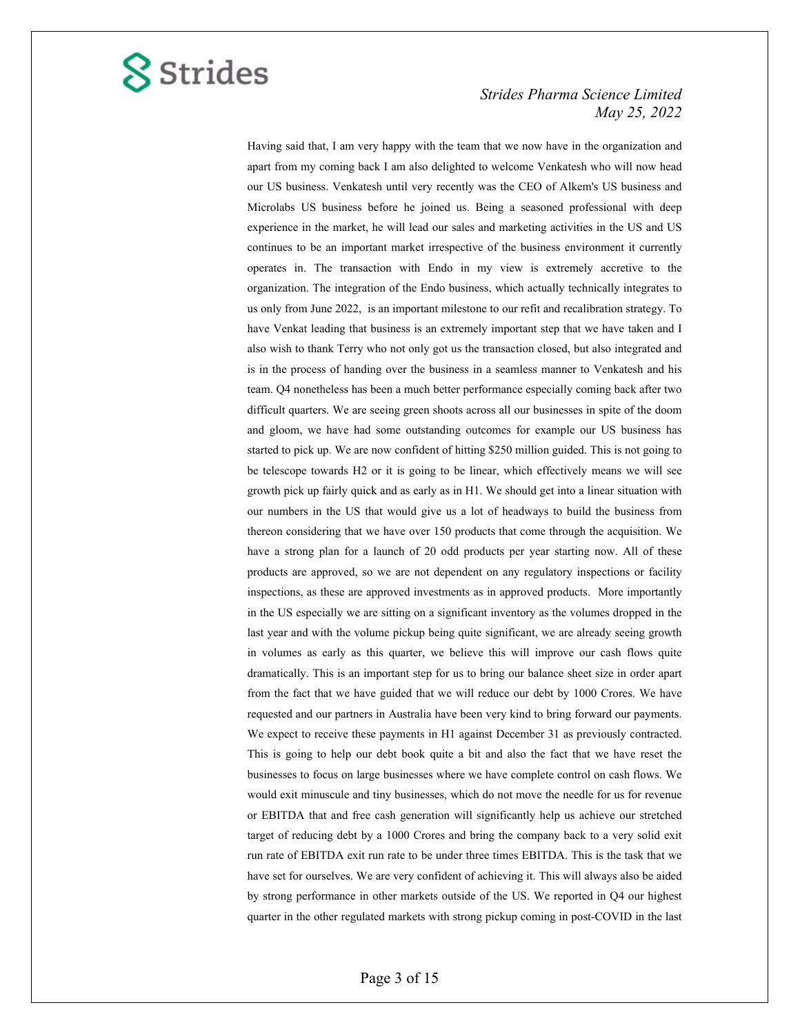Having said that, I am very happy with the team that we now have in the organization and apart from my coming back I am also delighted to welcome Venkatesh who will now head our US business. Venkatesh until very recently was the CEO of Alkem's US business and Microlabs US business before he joined us. Being a seasoned professional with deep experience in the market, he will lead our sales and marketing activities in the US and US continues to be an important market irrespective of the business environment it currently operates in. The transaction with Endo in my view is extremely accretive to the organization. The integration of the Endo business, which actually technically integrates to us only from June 2022, is an important milestone to our refit and recalibration strategy. To have Venkat leading that business is an extremely important step that we have taken and I also wish to thank Terry who not only got us the transaction closed, but also integrated and is in the process of handing over the business in a seamless manner to Venkatesh and his team. Q4 nonetheless has been a much better performance especially coming back after two difficult quarters. We are seeing green shoots across all our businesses in spite of the doom and gloom, we have had some outstanding outcomes for example our US business has started to pick up. We are now confident of hitting $250 million guided. This is not going to be telescope towards H2 or it is going to be linear, which effectively means we will see growth pick up fairly quick and as early as in H1. We should get into a linear situation with our numbers in the US that would give us a lot of headways to build the business from thereon considering that we have over 150 products that come through the acquisition. We have a strong plan for a launch of 20 odd products per year starting now. All of these products are approved, so we are not dependent on any regulatory inspections or facility inspections, as these are approved investments as in approved products. More importantly in the US especially we are sitting on a significant inventory as the volumes dropped in the last year and with the volume pickup being quite significant, we are already seeing growth in volumes as early as this quarter, we believe this will improve our cash flows quite dramatically. This is an important step for us to bring our balance sheet size in order apart from the fact that we have guided that we will reduce our debt by 1000 Crores. We have requested and our partners in Australia have been very kind to bring forward our payments. We expect to receive these payments in H1 against December 31 as previously contracted. This is going to help our debt book quite a bit and also the fact that we have reset the businesses to focus on large businesses where we have complete control on cash flows. We would exit minuscule and tiny businesses, which do not move the needle for us for revenue or EBITDA that and free cash generation will significantly help us achieve our stretched target of reducing debt by a 1000 Crores and bring the company back to a very solid exit run rate of EBITDA exit run rate to be under three times EBITDA. This is the task that we have set for ourselves. We are very confident of achieving it. This will always also be aided by strong performance in other markets outside of the US. We reported in Q4 our highest quarter in the other regulated markets with strong pickup coming in post-COVID in the last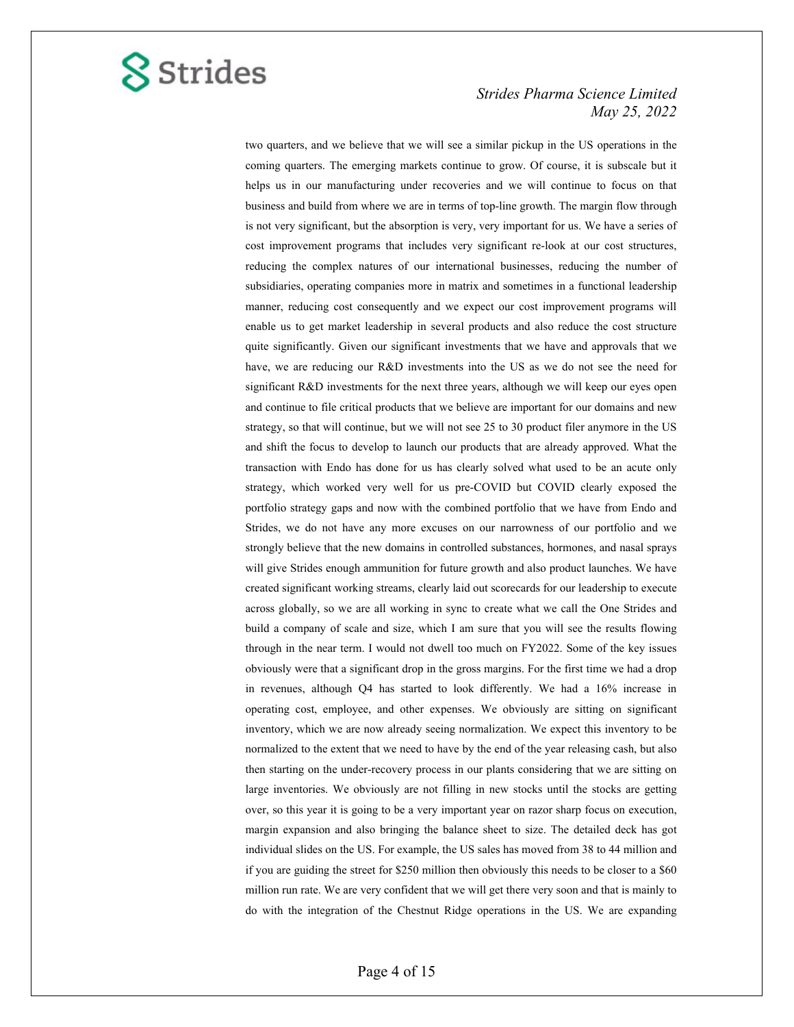two quarters, and we believe that we will see a similar pickup in the US operations in the coming quarters. The emerging markets continue to grow. Of course, it is subscale but it helps us in our manufacturing under recoveries and we will continue to focus on that business and build from where we are in terms of top-line growth. The margin flow through is not very significant, but the absorption is very, very important for us. We have a series of cost improvement programs that includes very significant re-look at our cost structures, reducing the complex natures of our international businesses, reducing the number of subsidiaries, operating companies more in matrix and sometimes in a functional leadership manner, reducing cost consequently and we expect our cost improvement programs will enable us to get market leadership in several products and also reduce the cost structure quite significantly. Given our significant investments that we have and approvals that we have, we are reducing our R&D investments into the US as we do not see the need for significant R&D investments for the next three years, although we will keep our eyes open and continue to file critical products that we believe are important for our domains and new strategy, so that will continue, but we will not see 25 to 30 product filer anymore in the US and shift the focus to develop to launch our products that are already approved. What the transaction with Endo has done for us has clearly solved what used to be an acute only strategy, which worked very well for us pre-COVID but COVID clearly exposed the portfolio strategy gaps and now with the combined portfolio that we have from Endo and Strides, we do not have any more excuses on our narrowness of our portfolio and we strongly believe that the new domains in controlled substances, hormones, and nasal sprays will give Strides enough ammunition for future growth and also product launches. We have created significant working streams, clearly laid out scorecards for our leadership to execute across globally, so we are all working in sync to create what we call the One Strides and build a company of scale and size, which I am sure that you will see the results flowing through in the near term. I would not dwell too much on FY2022. Some of the key issues obviously were that a significant drop in the gross margins. For the first time we had a drop in revenues, although Q4 has started to look differently. We had a 16% increase in operating cost, employee, and other expenses. We obviously are sitting on significant inventory, which we are now already seeing normalization. We expect this inventory to be normalized to the extent that we need to have by the end of the year releasing cash, but also then starting on the under-recovery process in our plants considering that we are sitting on large inventories. We obviously are not filling in new stocks until the stocks are getting over, so this year it is going to be a very important year on razor sharp focus on execution, margin expansion and also bringing the balance sheet to size. The detailed deck has got individual slides on the US. For example, the US sales has moved from 38 to 44 million and if you are guiding the street for $250 million then obviously this needs to be closer to a $60 million run rate. We are very confident that we will get there very soon and that is mainly to do with the integration of the Chestnut Ridge operations in the US. We are expanding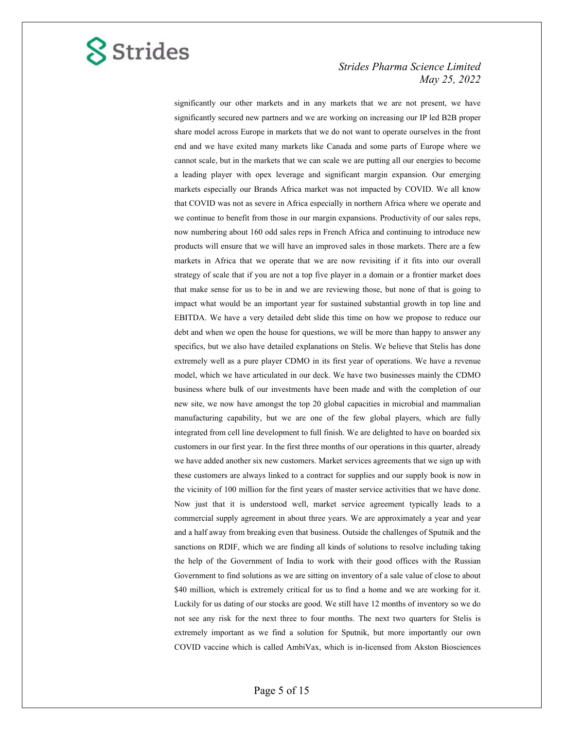significantly our other markets and in any markets that we are not present, we have significantly secured new partners and we are working on increasing our IP led B2B proper share model across Europe in markets that we do not want to operate ourselves in the front end and we have exited many markets like Canada and some parts of Europe where we cannot scale, but in the markets that we can scale we are putting all our energies to become a leading player with opex leverage and significant margin expansion. Our emerging markets especially our Brands Africa market was not impacted by COVID. We all know that COVID was not as severe in Africa especially in northern Africa where we operate and we continue to benefit from those in our margin expansions. Productivity of our sales reps, now numbering about 160 odd sales reps in French Africa and continuing to introduce new products will ensure that we will have an improved sales in those markets. There are a few markets in Africa that we operate that we are now revisiting if it fits into our overall strategy of scale that if you are not a top five player in a domain or a frontier market does that make sense for us to be in and we are reviewing those, but none of that is going to impact what would be an important year for sustained substantial growth in top line and EBITDA. We have a very detailed debt slide this time on how we propose to reduce our debt and when we open the house for questions, we will be more than happy to answer any specifics, but we also have detailed explanations on Stelis. We believe that Stelis has done extremely well as a pure player CDMO in its first year of operations. We have a revenue model, which we have articulated in our deck. We have two businesses mainly the CDMO business where bulk of our investments have been made and with the completion of our new site, we now have amongst the top 20 global capacities in microbial and mammalian manufacturing capability, but we are one of the few global players, which are fully integrated from cell line development to full finish. We are delighted to have on boarded six customers in our first year. In the first three months of our operations in this quarter, already we have added another six new customers. Market services agreements that we sign up with these customers are always linked to a contract for supplies and our supply book is now in the vicinity of 100 million for the first years of master service activities that we have done. Now just that it is understood well, market service agreement typically leads to a commercial supply agreement in about three years. We are approximately a year and year and a half away from breaking even that business. Outside the challenges of Sputnik and the sanctions on RDIF, which we are finding all kinds of solutions to resolve including taking the help of the Government of India to work with their good offices with the Russian Government to find solutions as we are sitting on inventory of a sale value of close to about $40 million, which is extremely critical for us to find a home and we are working for it. Luckily for us dating of our stocks are good. We still have 12 months of inventory so we do not see any risk for the next three to four months. The next two quarters for Stelis is extremely important as we find a solution for Sputnik, but more importantly our own COVID vaccine which is called AmbiVax, which is in-licensed from Akston Biosciences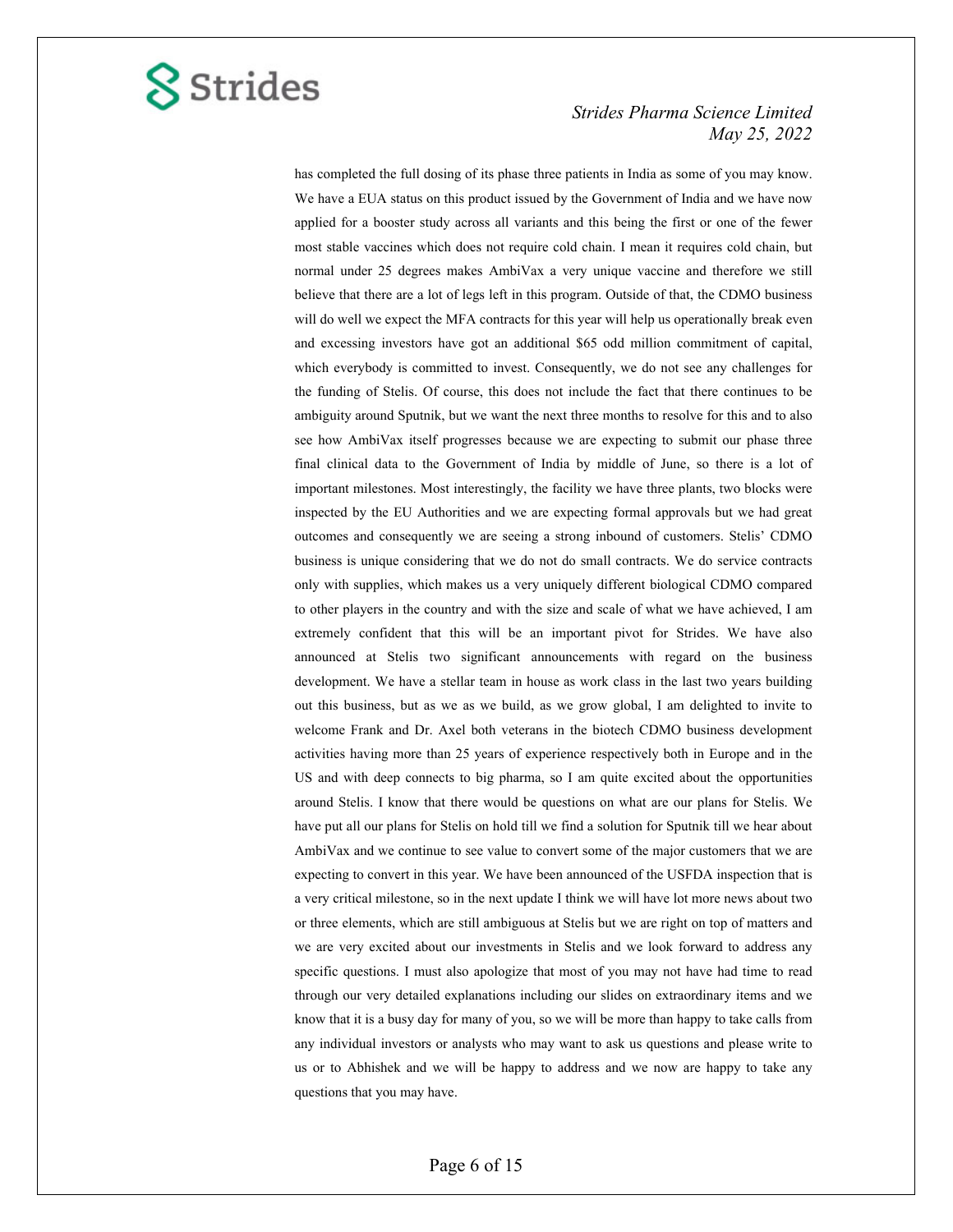has completed the full dosing of its phase three patients in India as some of you may know. We have a EUA status on this product issued by the Government of India and we have now applied for a booster study across all variants and this being the first or one of the fewer most stable vaccines which does not require cold chain. I mean it requires cold chain, but normal under 25 degrees makes AmbiVax a very unique vaccine and therefore we still believe that there are a lot of legs left in this program. Outside of that, the CDMO business will do well we expect the MFA contracts for this year will help us operationally break even and excessing investors have got an additional $65 odd million commitment of capital, which everybody is committed to invest. Consequently, we do not see any challenges for the funding of Stelis. Of course, this does not include the fact that there continues to be ambiguity around Sputnik, but we want the next three months to resolve for this and to also see how AmbiVax itself progresses because we are expecting to submit our phase three final clinical data to the Government of India by middle of June, so there is a lot of important milestones. Most interestingly, the facility we have three plants, two blocks were inspected by the EU Authorities and we are expecting formal approvals but we had great outcomes and consequently we are seeing a strong inbound of customers. Stelis' CDMO business is unique considering that we do not do small contracts. We do service contracts only with supplies, which makes us a very uniquely different biological CDMO compared to other players in the country and with the size and scale of what we have achieved, I am extremely confident that this will be an important pivot for Strides. We have also announced at Stelis two significant announcements with regard on the business development. We have a stellar team in house as work class in the last two years building out this business, but as we as we build, as we grow global, I am delighted to invite to welcome Frank and Dr. Axel both veterans in the biotech CDMO business development activities having more than 25 years of experience respectively both in Europe and in the US and with deep connects to big pharma, so I am quite excited about the opportunities around Stelis. I know that there would be questions on what are our plans for Stelis. We have put all our plans for Stelis on hold till we find a solution for Sputnik till we hear about AmbiVax and we continue to see value to convert some of the major customers that we are expecting to convert in this year. We have been announced of the USFDA inspection that is a very critical milestone, so in the next update I think we will have lot more news about two or three elements, which are still ambiguous at Stelis but we are right on top of matters and we are very excited about our investments in Stelis and we look forward to address any specific questions. I must also apologize that most of you may not have had time to read through our very detailed explanations including our slides on extraordinary items and we know that it is a busy day for many of you, so we will be more than happy to take calls from any individual investors or analysts who may want to ask us questions and please write to us or to Abhishek and we will be happy to address and we now are happy to take any questions that you may have.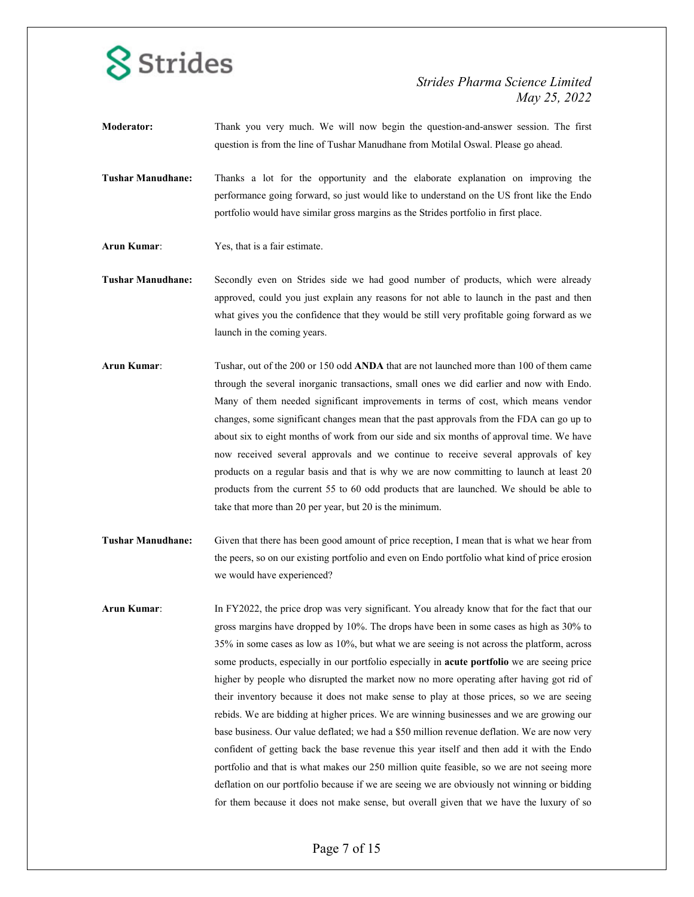**Moderator:** Thank you very much. We will now begin the question-and-answer session. The first question is from the line of Tushar Manudhane from Motilal Oswal. Please go ahead.

**Tushar Manudhane:** Thanks a lot for the opportunity and the elaborate explanation on improving the performance going forward, so just would like to understand on the US front like the Endo portfolio would have similar gross margins as the Strides portfolio in first place.

**Arun Kumar**: Yes, that is a fair estimate.

**Tushar Manudhane:** Secondly even on Strides side we had good number of products, which were already approved, could you just explain any reasons for not able to launch in the past and then what gives you the confidence that they would be still very profitable going forward as we launch in the coming years.

**Arun Kumar**: Tushar, out of the 200 or 150 odd **ANDA** that are not launched more than 100 of them came through the several inorganic transactions, small ones we did earlier and now with Endo. Many of them needed significant improvements in terms of cost, which means vendor changes, some significant changes mean that the past approvals from the FDA can go up to about six to eight months of work from our side and six months of approval time. We have now received several approvals and we continue to receive several approvals of key products on a regular basis and that is why we are now committing to launch at least 20 products from the current 55 to 60 odd products that are launched. We should be able to take that more than 20 per year, but 20 is the minimum.

**Tushar Manudhane:** Given that there has been good amount of price reception, I mean that is what we hear from the peers, so on our existing portfolio and even on Endo portfolio what kind of price erosion we would have experienced?

**Arun Kumar**: In FY2022, the price drop was very significant. You already know that for the fact that our gross margins have dropped by 10%. The drops have been in some cases as high as 30% to 35% in some cases as low as 10%, but what we are seeing is not across the platform, across some products, especially in our portfolio especially in **acute portfolio** we are seeing price higher by people who disrupted the market now no more operating after having got rid of their inventory because it does not make sense to play at those prices, so we are seeing rebids. We are bidding at higher prices. We are winning businesses and we are growing our base business. Our value deflated; we had a $50 million revenue deflation. We are now very confident of getting back the base revenue this year itself and then add it with the Endo portfolio and that is what makes our 250 million quite feasible, so we are not seeing more deflation on our portfolio because if we are seeing we are obviously not winning or bidding for them because it does not make sense, but overall given that we have the luxury of so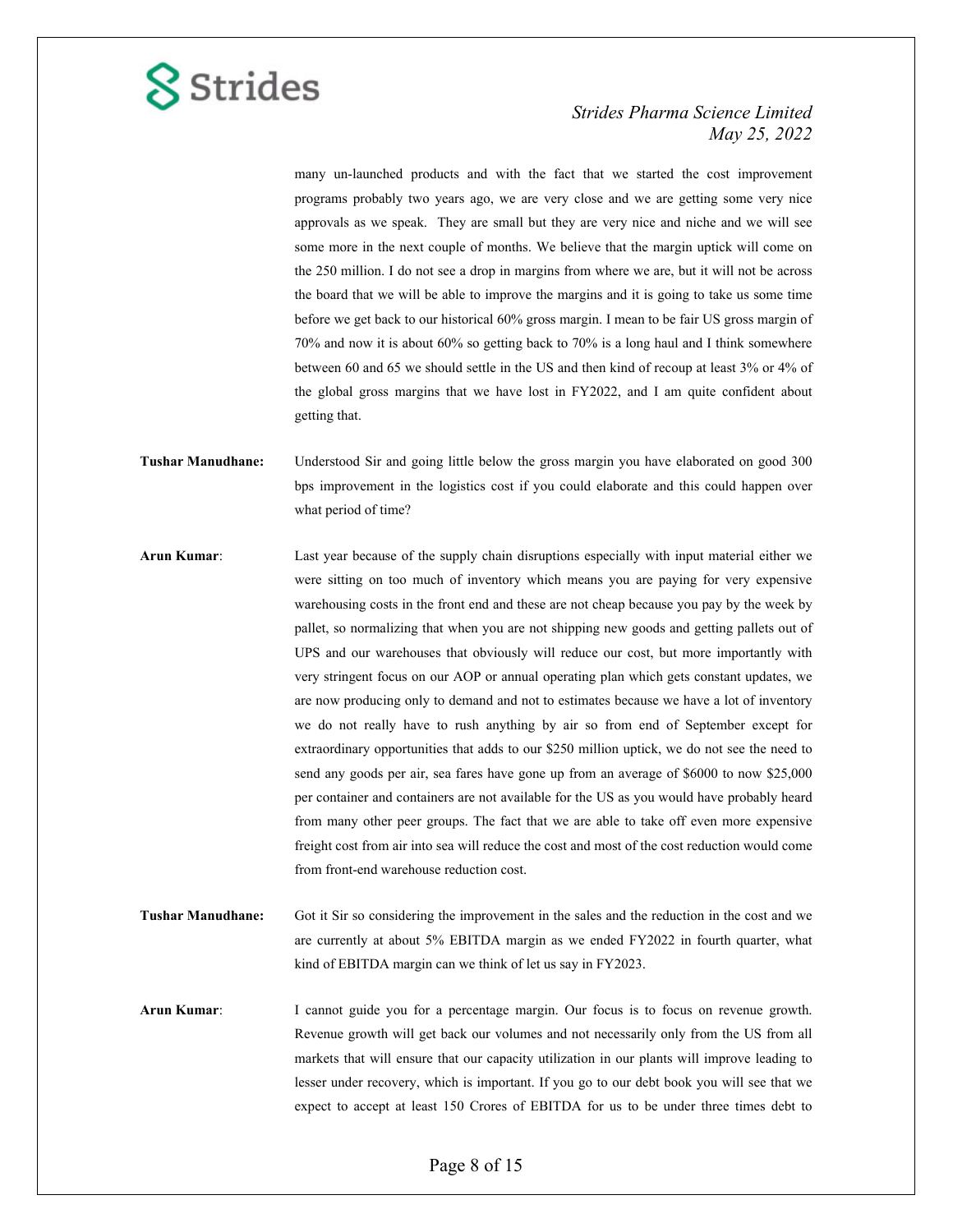many un-launched products and with the fact that we started the cost improvement programs probably two years ago, we are very close and we are getting some very nice approvals as we speak. They are small but they are very nice and niche and we will see some more in the next couple of months. We believe that the margin uptick will come on the 250 million. I do not see a drop in margins from where we are, but it will not be across the board that we will be able to improve the margins and it is going to take us some time before we get back to our historical 60% gross margin. I mean to be fair US gross margin of 70% and now it is about 60% so getting back to 70% is a long haul and I think somewhere between 60 and 65 we should settle in the US and then kind of recoup at least 3% or 4% of the global gross margins that we have lost in FY2022, and I am quite confident about getting that.

**Tushar Manudhane:** Understood Sir and going little below the gross margin you have elaborated on good 300 bps improvement in the logistics cost if you could elaborate and this could happen over what period of time?

**Arun Kumar**: Last year because of the supply chain disruptions especially with input material either we were sitting on too much of inventory which means you are paying for very expensive warehousing costs in the front end and these are not cheap because you pay by the week by pallet, so normalizing that when you are not shipping new goods and getting pallets out of UPS and our warehouses that obviously will reduce our cost, but more importantly with very stringent focus on our AOP or annual operating plan which gets constant updates, we are now producing only to demand and not to estimates because we have a lot of inventory we do not really have to rush anything by air so from end of September except for extraordinary opportunities that adds to our $250 million uptick, we do not see the need to send any goods per air, sea fares have gone up from an average of $6000 to now $25,000 per container and containers are not available for the US as you would have probably heard from many other peer groups. The fact that we are able to take off even more expensive freight cost from air into sea will reduce the cost and most of the cost reduction would come from front-end warehouse reduction cost.

**Tushar Manudhane:** Got it Sir so considering the improvement in the sales and the reduction in the cost and we are currently at about 5% EBITDA margin as we ended FY2022 in fourth quarter, what kind of EBITDA margin can we think of let us say in FY2023.

**Arun Kumar**: I cannot guide you for a percentage margin. Our focus is to focus on revenue growth. Revenue growth will get back our volumes and not necessarily only from the US from all markets that will ensure that our capacity utilization in our plants will improve leading to lesser under recovery, which is important. If you go to our debt book you will see that we expect to accept at least 150 Crores of EBITDA for us to be under three times debt to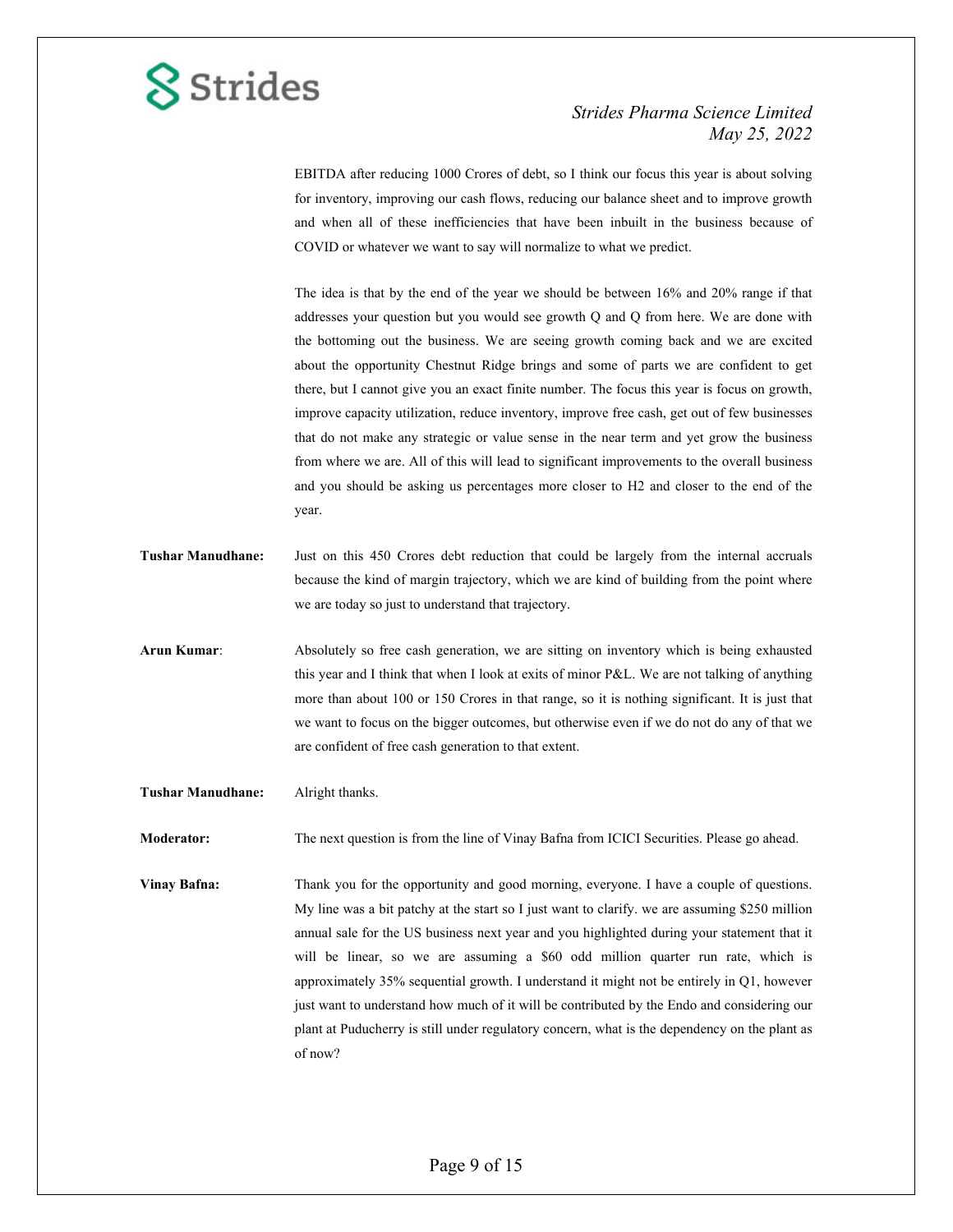EBITDA after reducing 1000 Crores of debt, so I think our focus this year is about solving for inventory, improving our cash flows, reducing our balance sheet and to improve growth and when all of these inefficiencies that have been inbuilt in the business because of COVID or whatever we want to say will normalize to what we predict.

The idea is that by the end of the year we should be between 16% and 20% range if that addresses your question but you would see growth Q and Q from here. We are done with the bottoming out the business. We are seeing growth coming back and we are excited about the opportunity Chestnut Ridge brings and some of parts we are confident to get there, but I cannot give you an exact finite number. The focus this year is focus on growth, improve capacity utilization, reduce inventory, improve free cash, get out of few businesses that do not make any strategic or value sense in the near term and yet grow the business from where we are. All of this will lead to significant improvements to the overall business and you should be asking us percentages more closer to H2 and closer to the end of the year.

**Tushar Manudhane:** Just on this 450 Crores debt reduction that could be largely from the internal accruals because the kind of margin trajectory, which we are kind of building from the point where we are today so just to understand that trajectory.

**Arun Kumar**: Absolutely so free cash generation, we are sitting on inventory which is being exhausted this year and I think that when I look at exits of minor P&L. We are not talking of anything more than about 100 or 150 Crores in that range, so it is nothing significant. It is just that we want to focus on the bigger outcomes, but otherwise even if we do not do any of that we are confident of free cash generation to that extent.

**Tushar Manudhane:** Alright thanks.

**Moderator:** The next question is from the line of Vinay Bafna from ICICI Securities. Please go ahead.

**Vinay Bafna:** Thank you for the opportunity and good morning, everyone. I have a couple of questions. My line was a bit patchy at the start so I just want to clarify. we are assuming $250 million annual sale for the US business next year and you highlighted during your statement that it will be linear, so we are assuming a $60 odd million quarter run rate, which is approximately 35% sequential growth. I understand it might not be entirely in Q1, however just want to understand how much of it will be contributed by the Endo and considering our plant at Puducherry is still under regulatory concern, what is the dependency on the plant as of now?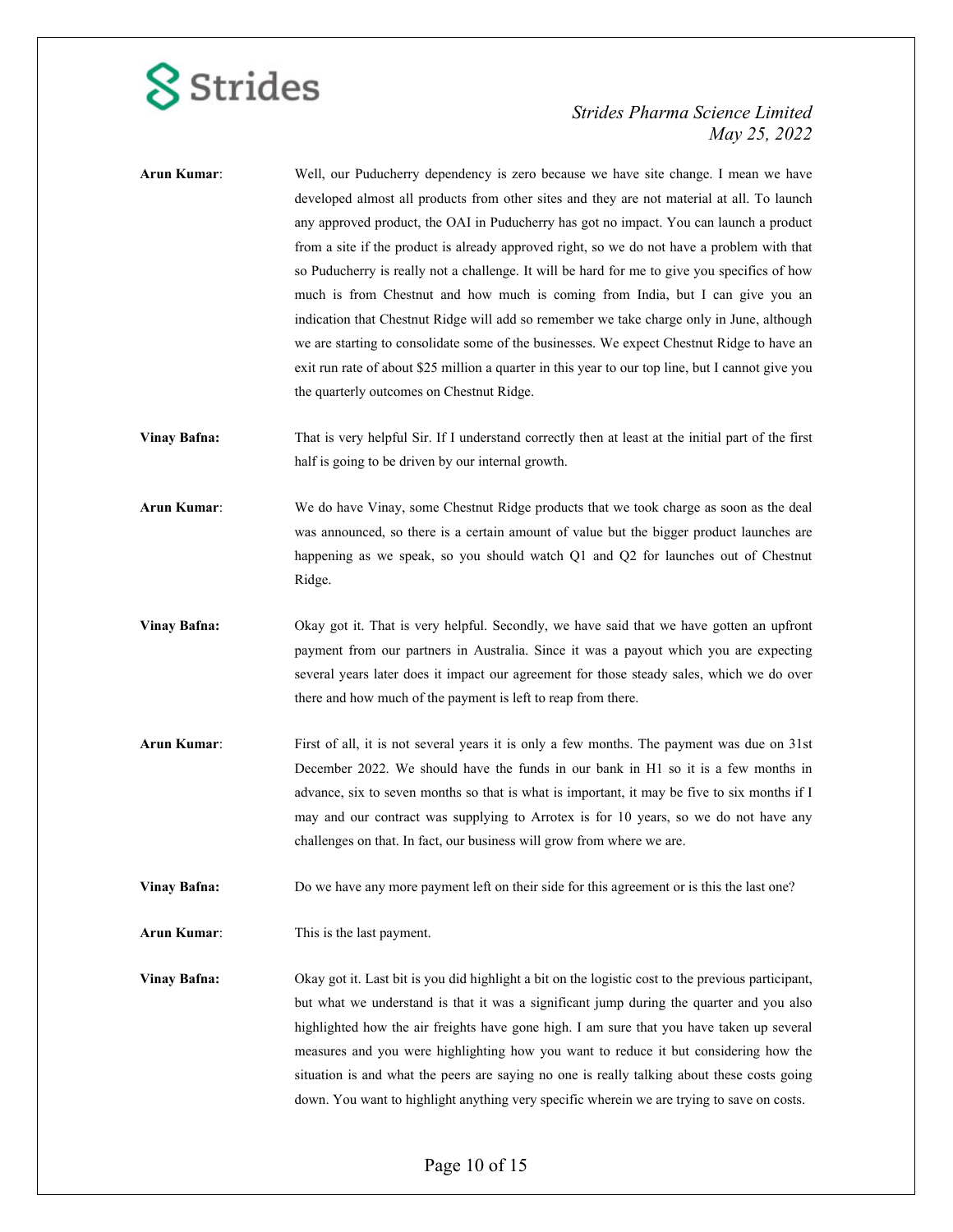**Arun Kumar**: Well, our Puducherry dependency is zero because we have site change. I mean we have developed almost all products from other sites and they are not material at all. To launch any approved product, the OAI in Puducherry has got no impact. You can launch a product from a site if the product is already approved right, so we do not have a problem with that so Puducherry is really not a challenge. It will be hard for me to give you specifics of how much is from Chestnut and how much is coming from India, but I can give you an indication that Chestnut Ridge will add so remember we take charge only in June, although we are starting to consolidate some of the businesses. We expect Chestnut Ridge to have an exit run rate of about $25 million a quarter in this year to our top line, but I cannot give you the quarterly outcomes on Chestnut Ridge.

**Vinay Bafna:** That is very helpful Sir. If I understand correctly then at least at the initial part of the first half is going to be driven by our internal growth.

**Arun Kumar**: We do have Vinay, some Chestnut Ridge products that we took charge as soon as the deal was announced, so there is a certain amount of value but the bigger product launches are happening as we speak, so you should watch Q1 and Q2 for launches out of Chestnut Ridge.

**Vinay Bafna:** Okay got it. That is very helpful. Secondly, we have said that we have gotten an upfront payment from our partners in Australia. Since it was a payout which you are expecting several years later does it impact our agreement for those steady sales, which we do over there and how much of the payment is left to reap from there.

**Arun Kumar**: First of all, it is not several years it is only a few months. The payment was due on 31st December 2022. We should have the funds in our bank in H1 so it is a few months in advance, six to seven months so that is what is important, it may be five to six months if I may and our contract was supplying to Arrotex is for 10 years, so we do not have any challenges on that. In fact, our business will grow from where we are.

**Vinay Bafna:** Do we have any more payment left on their side for this agreement or is this the last one?

**Arun Kumar**: This is the last payment.

**Vinay Bafna:** Okay got it. Last bit is you did highlight a bit on the logistic cost to the previous participant, but what we understand is that it was a significant jump during the quarter and you also highlighted how the air freights have gone high. I am sure that you have taken up several measures and you were highlighting how you want to reduce it but considering how the situation is and what the peers are saying no one is really talking about these costs going down. You want to highlight anything very specific wherein we are trying to save on costs.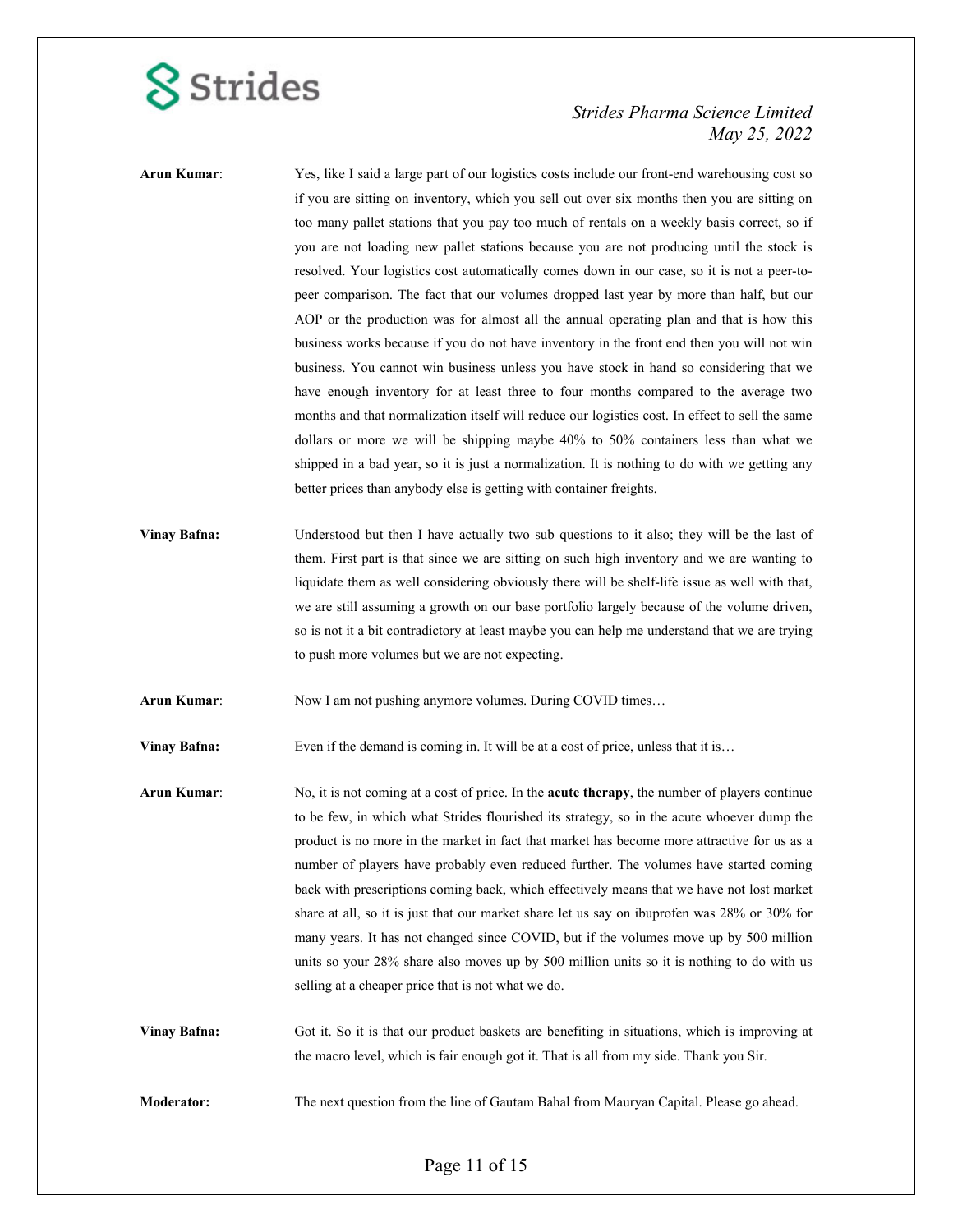**Arun Kumar**: Yes, like I said a large part of our logistics costs include our front-end warehousing cost so if you are sitting on inventory, which you sell out over six months then you are sitting on too many pallet stations that you pay too much of rentals on a weekly basis correct, so if you are not loading new pallet stations because you are not producing until the stock is resolved. Your logistics cost automatically comes down in our case, so it is not a peer-to-peer comparison. The fact that our volumes dropped last year by more than half, but our AOP or the production was for almost all the annual operating plan and that is how this business works because if you do not have inventory in the front end then you will not win business. You cannot win business unless you have stock in hand so considering that we have enough inventory for at least three to four months compared to the average two months and that normalization itself will reduce our logistics cost. In effect to sell the same dollars or more we will be shipping maybe 40% to 50% containers less than what we shipped in a bad year, so it is just a normalization. It is nothing to do with we getting any better prices than anybody else is getting with container freights.

**Vinay Bafna:** Understood but then I have actually two sub questions to it also; they will be the last of them. First part is that since we are sitting on such high inventory and we are wanting to liquidate them as well considering obviously there will be shelf-life issue as well with that, we are still assuming a growth on our base portfolio largely because of the volume driven, so is not it a bit contradictory at least maybe you can help me understand that we are trying to push more volumes but we are not expecting.

**Arun Kumar**: Now I am not pushing anymore volumes. During COVID times…

**Vinay Bafna:** Even if the demand is coming in. It will be at a cost of price, unless that it is…

**Arun Kumar**: No, it is not coming at a cost of price. In the **acute therapy**, the number of players continue to be few, in which what Strides flourished its strategy, so in the acute whoever dump the product is no more in the market in fact that market has become more attractive for us as a number of players have probably even reduced further. The volumes have started coming back with prescriptions coming back, which effectively means that we have not lost market share at all, so it is just that our market share let us say on ibuprofen was 28% or 30% for many years. It has not changed since COVID, but if the volumes move up by 500 million units so your 28% share also moves up by 500 million units so it is nothing to do with us selling at a cheaper price that is not what we do.

**Vinay Bafna:** Got it. So it is that our product baskets are benefiting in situations, which is improving at the macro level, which is fair enough got it. That is all from my side. Thank you Sir.

**Moderator:** The next question from the line of Gautam Bahal from Mauryan Capital. Please go ahead.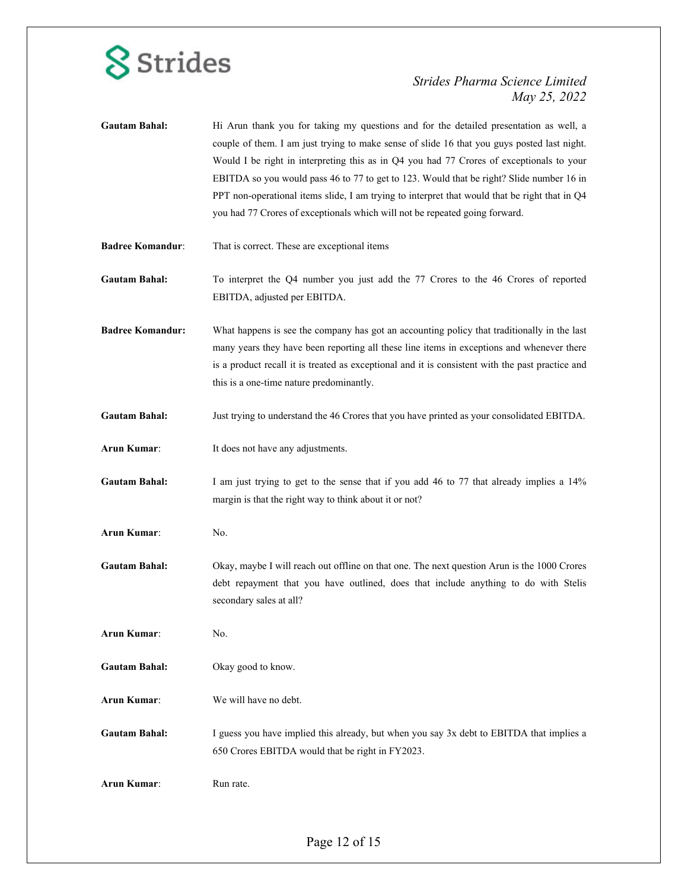**Gautam Bahal:** Hi Arun thank you for taking my questions and for the detailed presentation as well, a couple of them. I am just trying to make sense of slide 16 that you guys posted last night. Would I be right in interpreting this as in Q4 you had 77 Crores of exceptionals to your EBITDA so you would pass 46 to 77 to get to 123. Would that be right? Slide number 16 in PPT non-operational items slide, I am trying to interpret that would that be right that in Q4 you had 77 Crores of exceptionals which will not be repeated going forward.

**Badree Komandur:** That is correct. These are exceptional items

**Gautam Bahal:** To interpret the Q4 number you just add the 77 Crores to the 46 Crores of reported EBITDA, adjusted per EBITDA.

**Badree Komandur:** What happens is see the company has got an accounting policy that traditionally in the last many years they have been reporting all these line items in exceptions and whenever there is a product recall it is treated as exceptional and it is consistent with the past practice and this is a one-time nature predominantly.

**Gautam Bahal:** Just trying to understand the 46 Crores that you have printed as your consolidated EBITDA.

**Arun Kumar:** It does not have any adjustments.

**Gautam Bahal:** I am just trying to get to the sense that if you add 46 to 77 that already implies a 14% margin is that the right way to think about it or not?

**Arun Kumar:** No.

**Gautam Bahal:** Okay, maybe I will reach out offline on that one. The next question Arun is the 1000 Crores debt repayment that you have outlined, does that include anything to do with Stelis secondary sales at all?

**Arun Kumar:** No.

**Gautam Bahal:** Okay good to know.

**Arun Kumar:** We will have no debt.

**Gautam Bahal:** I guess you have implied this already, but when you say 3x debt to EBITDA that implies a 650 Crores EBITDA would that be right in FY2023.

**Arun Kumar:** Run rate.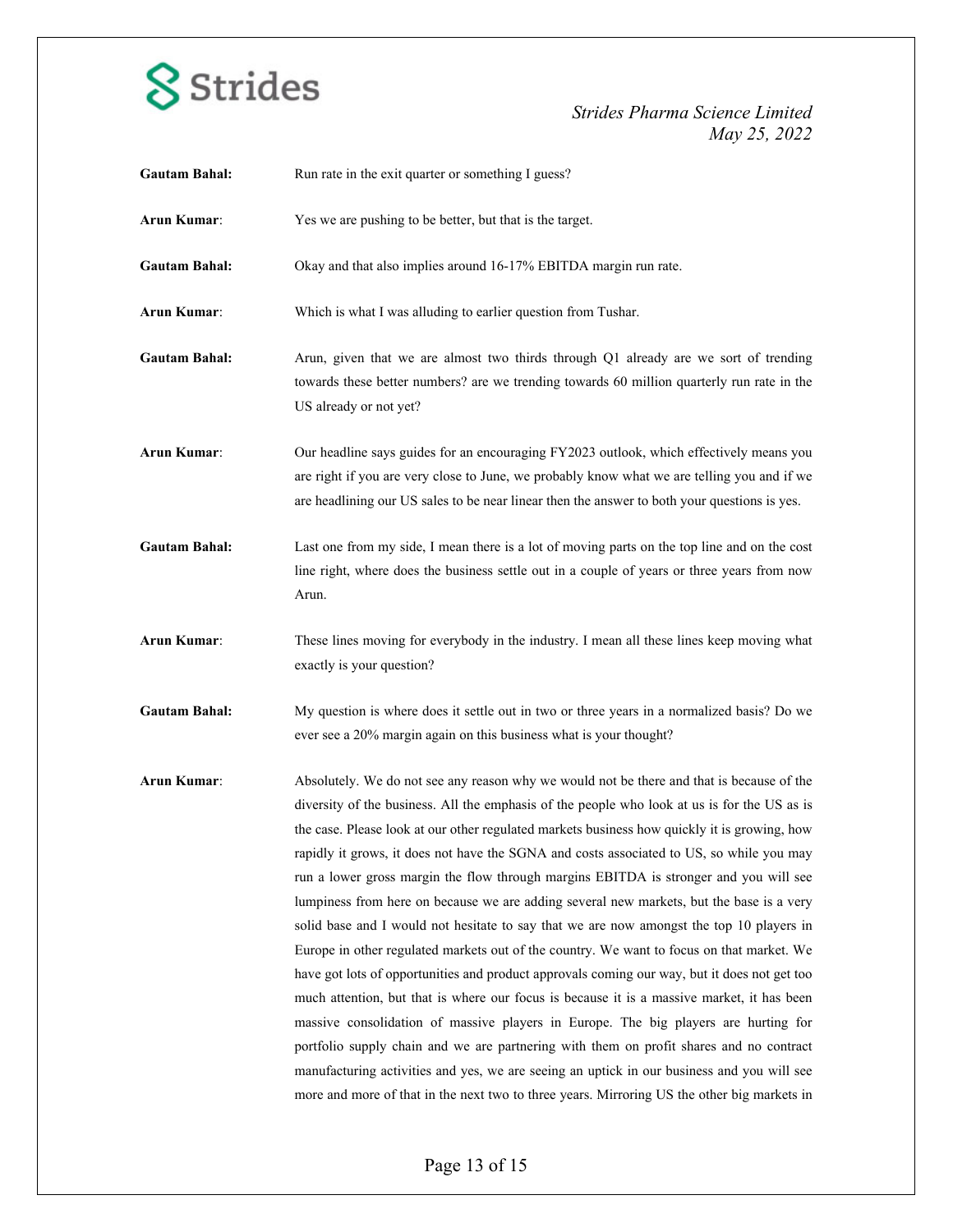**Gautam Bahal:** Run rate in the exit quarter or something I guess?

**Arun Kumar**: Yes we are pushing to be better, but that is the target.

**Gautam Bahal:** Okay and that also implies around 16-17% EBITDA margin run rate.

**Arun Kumar**: Which is what I was alluding to earlier question from Tushar.

**Gautam Bahal:** Arun, given that we are almost two thirds through Q1 already are we sort of trending towards these better numbers? are we trending towards 60 million quarterly run rate in the US already or not yet?

**Arun Kumar**: Our headline says guides for an encouraging FY2023 outlook, which effectively means you are right if you are very close to June, we probably know what we are telling you and if we are headlining our US sales to be near linear then the answer to both your questions is yes.

**Gautam Bahal:** Last one from my side, I mean there is a lot of moving parts on the top line and on the cost line right, where does the business settle out in a couple of years or three years from now Arun.

**Arun Kumar**: These lines moving for everybody in the industry. I mean all these lines keep moving what exactly is your question?

**Gautam Bahal:** My question is where does it settle out in two or three years in a normalized basis? Do we ever see a 20% margin again on this business what is your thought?

**Arun Kumar**: Absolutely. We do not see any reason why we would not be there and that is because of the diversity of the business. All the emphasis of the people who look at us is for the US as is the case. Please look at our other regulated markets business how quickly it is growing, how rapidly it grows, it does not have the SGNA and costs associated to US, so while you may run a lower gross margin the flow through margins EBITDA is stronger and you will see lumpiness from here on because we are adding several new markets, but the base is a very solid base and I would not hesitate to say that we are now amongst the top 10 players in Europe in other regulated markets out of the country. We want to focus on that market. We have got lots of opportunities and product approvals coming our way, but it does not get too much attention, but that is where our focus is because it is a massive market, it has been massive consolidation of massive players in Europe. The big players are hurting for portfolio supply chain and we are partnering with them on profit shares and no contract manufacturing activities and yes, we are seeing an uptick in our business and you will see more and more of that in the next two to three years. Mirroring US the other big markets in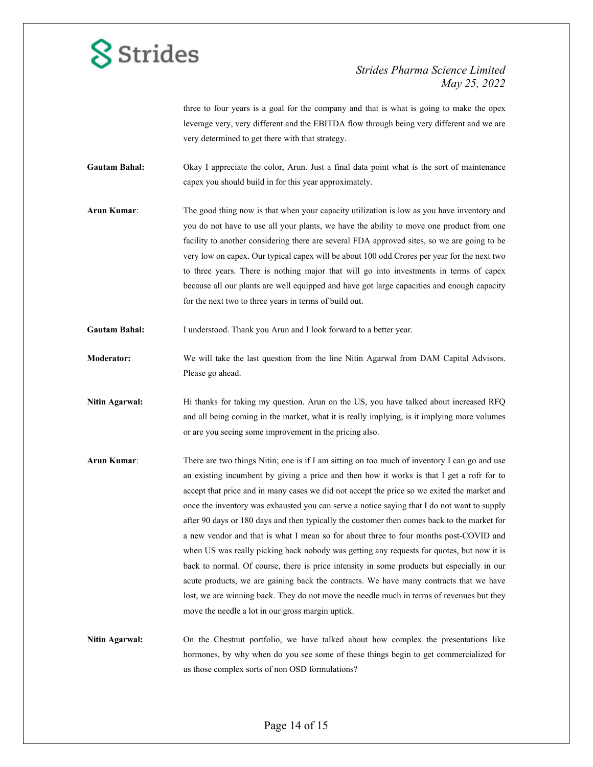three to four years is a goal for the company and that is what is going to make the opex leverage very, very different and the EBITDA flow through being very different and we are very determined to get there with that strategy.

**Gautam Bahal:** Okay I appreciate the color, Arun. Just a final data point what is the sort of maintenance capex you should build in for this year approximately.

**Arun Kumar**: The good thing now is that when your capacity utilization is low as you have inventory and you do not have to use all your plants, we have the ability to move one product from one facility to another considering there are several FDA approved sites, so we are going to be very low on capex. Our typical capex will be about 100 odd Crores per year for the next two to three years. There is nothing major that will go into investments in terms of capex because all our plants are well equipped and have got large capacities and enough capacity for the next two to three years in terms of build out.

**Gautam Bahal:** I understood. Thank you Arun and I look forward to a better year.

**Moderator:** We will take the last question from the line Nitin Agarwal from DAM Capital Advisors. Please go ahead.

**Nitin Agarwal:** Hi thanks for taking my question. Arun on the US, you have talked about increased RFQ and all being coming in the market, what it is really implying, is it implying more volumes or are you seeing some improvement in the pricing also.

**Arun Kumar**: There are two things Nitin; one is if I am sitting on too much of inventory I can go and use an existing incumbent by giving a price and then how it works is that I get a rofr for to accept that price and in many cases we did not accept the price so we exited the market and once the inventory was exhausted you can serve a notice saying that I do not want to supply after 90 days or 180 days and then typically the customer then comes back to the market for a new vendor and that is what I mean so for about three to four months post-COVID and when US was really picking back nobody was getting any requests for quotes, but now it is back to normal. Of course, there is price intensity in some products but especially in our acute products, we are gaining back the contracts. We have many contracts that we have lost, we are winning back. They do not move the needle much in terms of revenues but they move the needle a lot in our gross margin uptick.

**Nitin Agarwal:** On the Chestnut portfolio, we have talked about how complex the presentations like hormones, by why when do you see some of these things begin to get commercialized for us those complex sorts of non OSD formulations?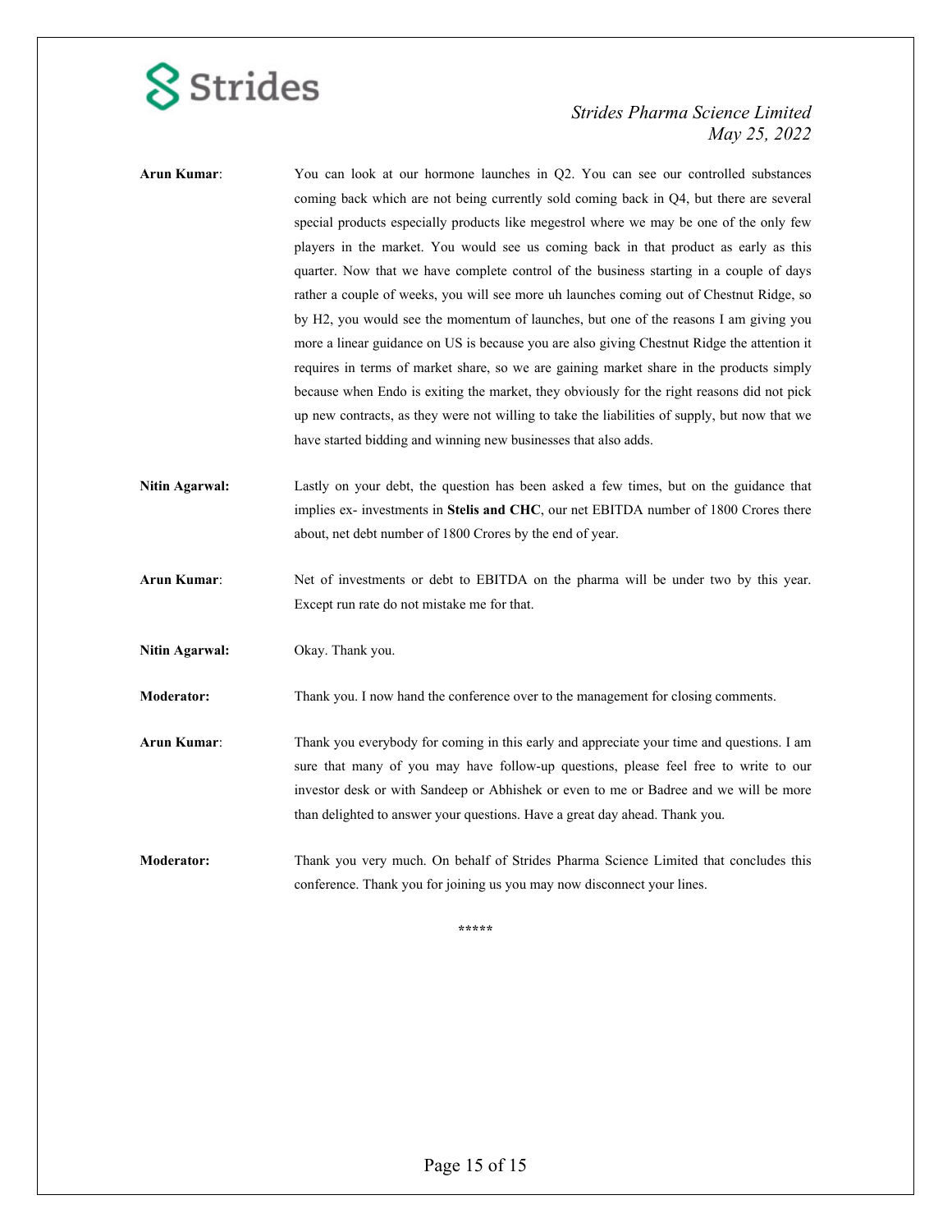**Arun Kumar**: You can look at our hormone launches in Q2. You can see our controlled substances coming back which are not being currently sold coming back in Q4, but there are several special products especially products like megestrol where we may be one of the only few players in the market. You would see us coming back in that product as early as this quarter. Now that we have complete control of the business starting in a couple of days rather a couple of weeks, you will see more uh launches coming out of Chestnut Ridge, so by H2, you would see the momentum of launches, but one of the reasons I am giving you more a linear guidance on US is because you are also giving Chestnut Ridge the attention it requires in terms of market share, so we are gaining market share in the products simply because when Endo is exiting the market, they obviously for the right reasons did not pick up new contracts, as they were not willing to take the liabilities of supply, but now that we have started bidding and winning new businesses that also adds.

**Nitin Agarwal:** Lastly on your debt, the question has been asked a few times, but on the guidance that implies ex- investments in **Stelis and CHC**, our net EBITDA number of 1800 Crores there about, net debt number of 1800 Crores by the end of year.

**Arun Kumar**: Net of investments or debt to EBITDA on the pharma will be under two by this year. Except run rate do not mistake me for that.

**Nitin Agarwal:** Okay. Thank you.

**Moderator:** Thank you. I now hand the conference over to the management for closing comments.

**Arun Kumar**: Thank you everybody for coming in this early and appreciate your time and questions. I am sure that many of you may have follow-up questions, please feel free to write to our investor desk or with Sandeep or Abhishek or even to me or Badree and we will be more than delighted to answer your questions. Have a great day ahead. Thank you.

**Moderator:** Thank you very much. On behalf of Strides Pharma Science Limited that concludes this conference. Thank you for joining us you may now disconnect your lines.

*****